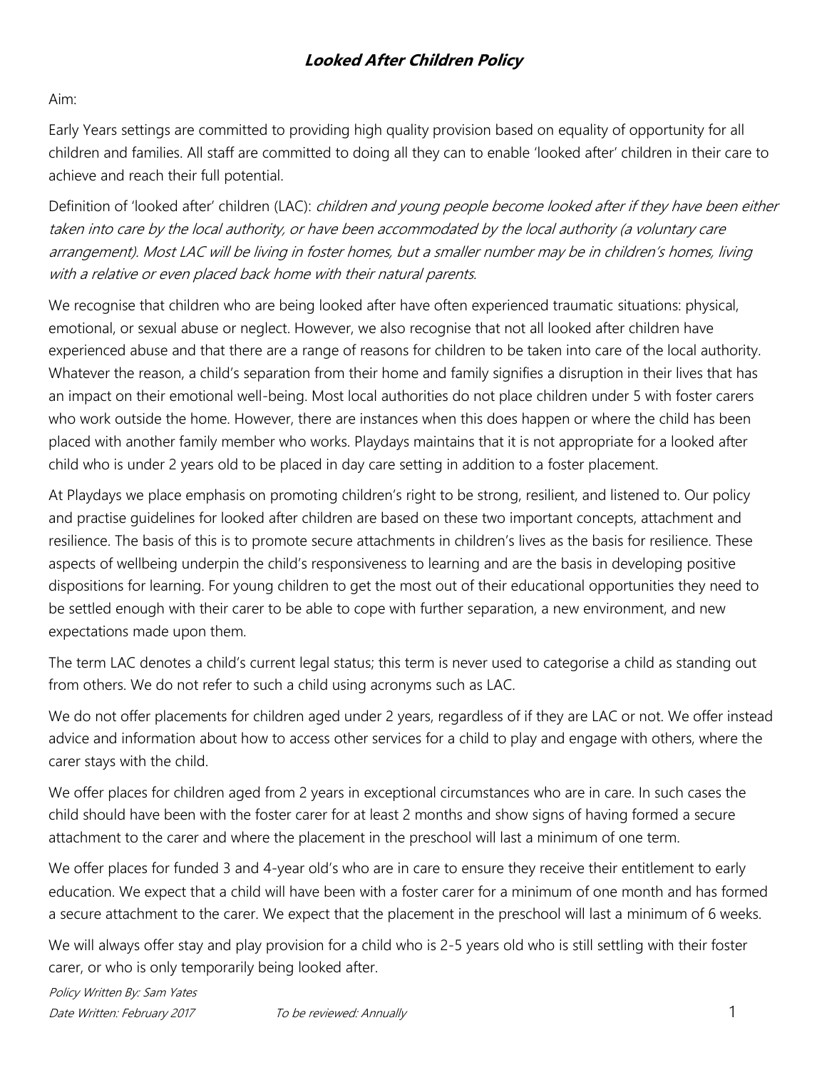# ***Looked After Children Policy***

Aim:

Early Years settings are committed to providing high quality provision based on equality of opportunity for all children and families. All staff are committed to doing all they can to enable 'looked after' children in their care to achieve and reach their full potential.

Definition of 'looked after' children (LAC): *children and young people become looked after if they have been either taken into care by the local authority, or have been accommodated by the local authority (a voluntary care arrangement). Most LAC will be living in foster homes, but a smaller number may be in children's homes, living with a relative or even placed back home with their natural parents.*

We recognise that children who are being looked after have often experienced traumatic situations: physical, emotional, or sexual abuse or neglect. However, we also recognise that not all looked after children have experienced abuse and that there are a range of reasons for children to be taken into care of the local authority. Whatever the reason, a child's separation from their home and family signifies a disruption in their lives that has an impact on their emotional well-being. Most local authorities do not place children under 5 with foster carers who work outside the home. However, there are instances when this does happen or where the child has been placed with another family member who works. Playdays maintains that it is not appropriate for a looked after child who is under 2 years old to be placed in day care setting in addition to a foster placement.

At Playdays we place emphasis on promoting children's right to be strong, resilient, and listened to. Our policy and practise guidelines for looked after children are based on these two important concepts, attachment and resilience. The basis of this is to promote secure attachments in children's lives as the basis for resilience. These aspects of wellbeing underpin the child's responsiveness to learning and are the basis in developing positive dispositions for learning. For young children to get the most out of their educational opportunities they need to be settled enough with their carer to be able to cope with further separation, a new environment, and new expectations made upon them.

The term LAC denotes a child's current legal status; this term is never used to categorise a child as standing out from others. We do not refer to such a child using acronyms such as LAC.

We do not offer placements for children aged under 2 years, regardless of if they are LAC or not. We offer instead advice and information about how to access other services for a child to play and engage with others, where the carer stays with the child.

We offer places for children aged from 2 years in exceptional circumstances who are in care. In such cases the child should have been with the foster carer for at least 2 months and show signs of having formed a secure attachment to the carer and where the placement in the preschool will last a minimum of one term.

We offer places for funded 3 and 4-year old's who are in care to ensure they receive their entitlement to early education. We expect that a child will have been with a foster carer for a minimum of one month and has formed a secure attachment to the carer. We expect that the placement in the preschool will last a minimum of 6 weeks.

We will always offer stay and play provision for a child who is 2-5 years old who is still settling with their foster carer, or who is only temporarily being looked after.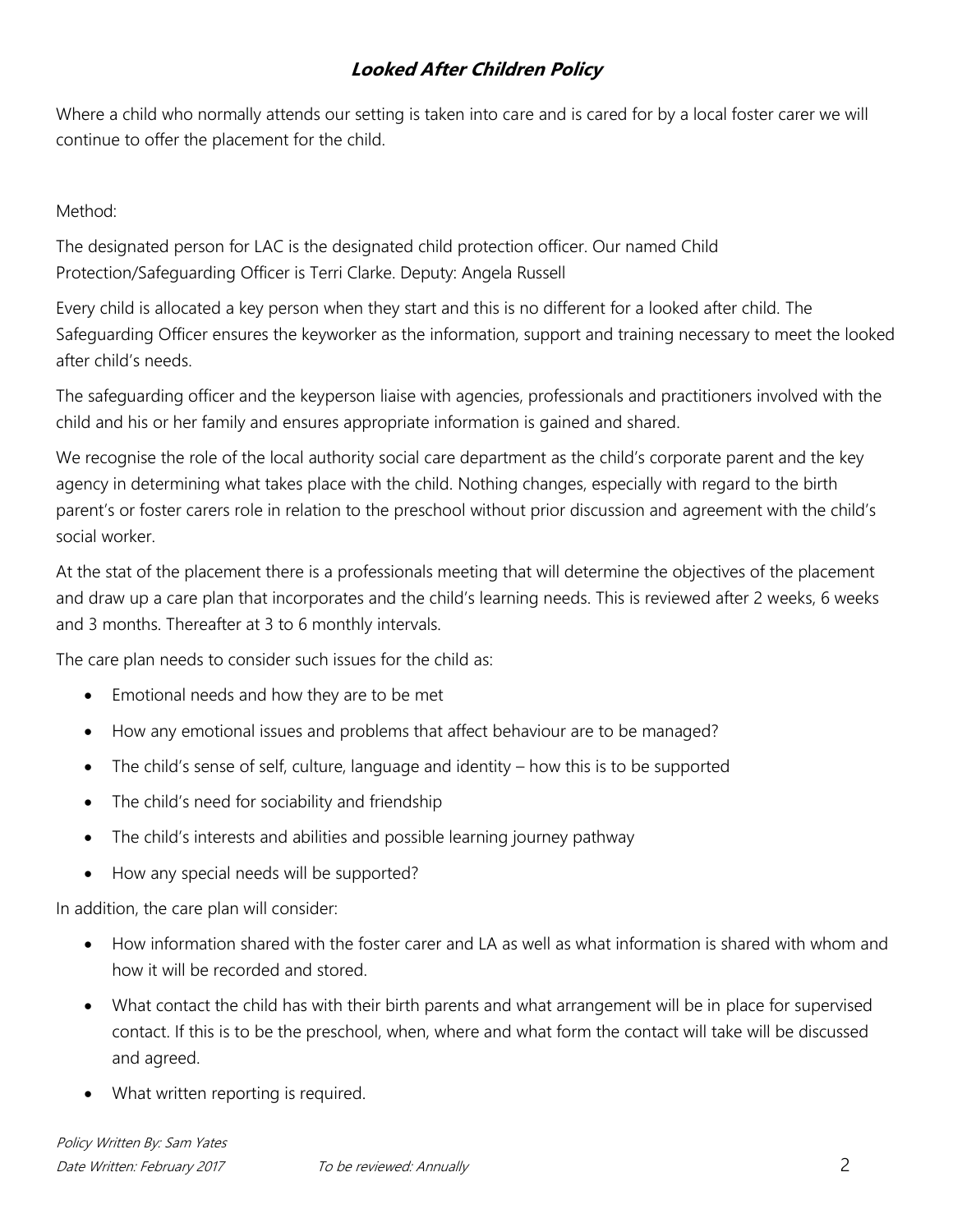## ***Looked After Children Policy***

Where a child who normally attends our setting is taken into care and is cared for by a local foster carer we will continue to offer the placement for the child.

Method:

The designated person for LAC is the designated child protection officer. Our named Child Protection/Safeguarding Officer is Terri Clarke. Deputy: Angela Russell

Every child is allocated a key person when they start and this is no different for a looked after child. The Safeguarding Officer ensures the keyworker as the information, support and training necessary to meet the looked after child's needs.

The safeguarding officer and the keyperson liaise with agencies, professionals and practitioners involved with the child and his or her family and ensures appropriate information is gained and shared.

We recognise the role of the local authority social care department as the child's corporate parent and the key agency in determining what takes place with the child. Nothing changes, especially with regard to the birth parent's or foster carers role in relation to the preschool without prior discussion and agreement with the child's social worker.

At the stat of the placement there is a professionals meeting that will determine the objectives of the placement and draw up a care plan that incorporates and the child's learning needs. This is reviewed after 2 weeks, 6 weeks and 3 months. Thereafter at 3 to 6 monthly intervals.

The care plan needs to consider such issues for the child as:

- Emotional needs and how they are to be met
- How any emotional issues and problems that affect behaviour are to be managed?
- The child's sense of self, culture, language and identity – how this is to be supported
- The child's need for sociability and friendship
- The child's interests and abilities and possible learning journey pathway
- How any special needs will be supported?

In addition, the care plan will consider:

- How information shared with the foster carer and LA as well as what information is shared with whom and how it will be recorded and stored.
- What contact the child has with their birth parents and what arrangement will be in place for supervised contact. If this is to be the preschool, when, where and what form the contact will take will be discussed and agreed.
- What written reporting is required.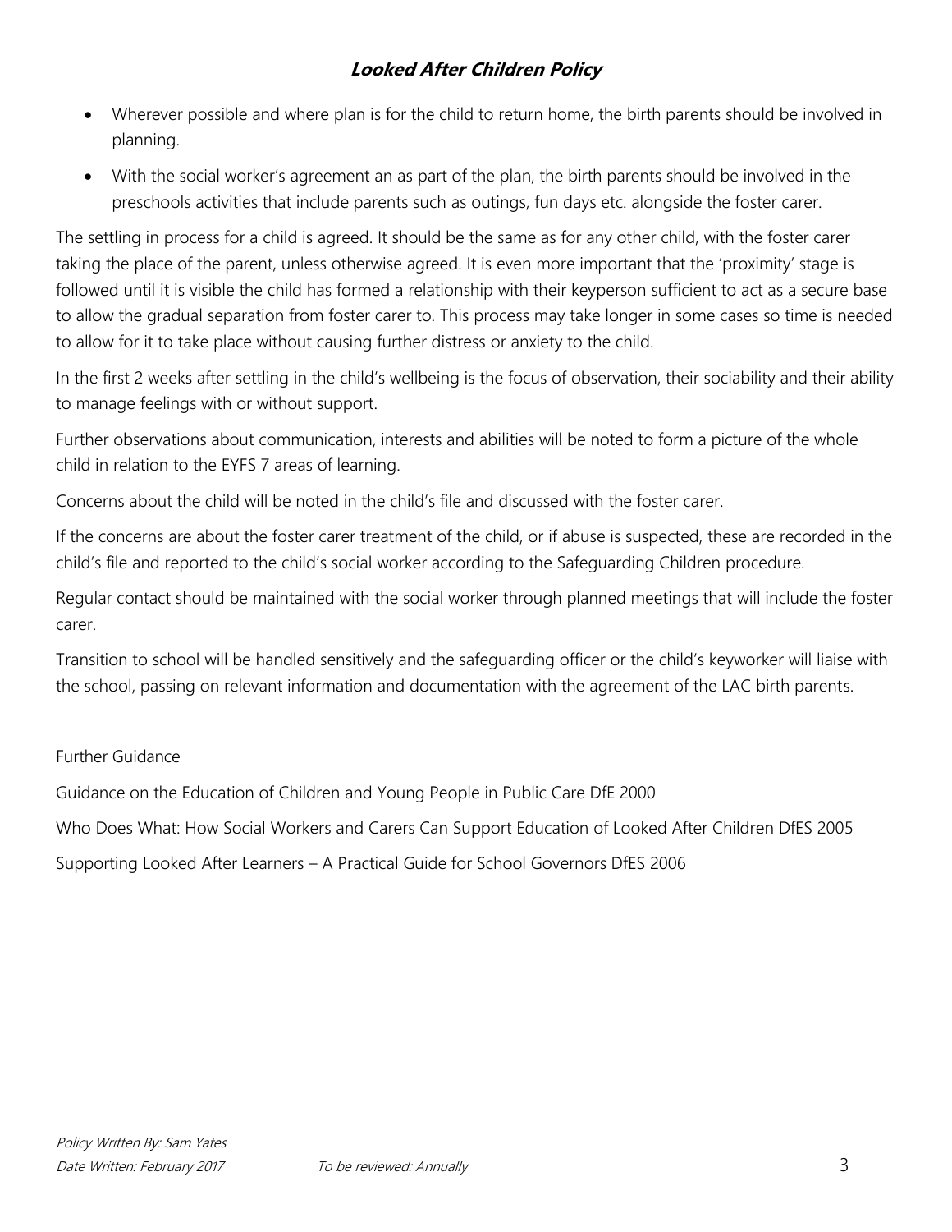- Wherever possible and where plan is for the child to return home, the birth parents should be involved in planning.
- With the social worker's agreement an as part of the plan, the birth parents should be involved in the preschools activities that include parents such as outings, fun days etc. alongside the foster carer.

The settling in process for a child is agreed. It should be the same as for any other child, with the foster carer taking the place of the parent, unless otherwise agreed. It is even more important that the 'proximity' stage is followed until it is visible the child has formed a relationship with their keyperson sufficient to act as a secure base to allow the gradual separation from foster carer to. This process may take longer in some cases so time is needed to allow for it to take place without causing further distress or anxiety to the child.

In the first 2 weeks after settling in the child's wellbeing is the focus of observation, their sociability and their ability to manage feelings with or without support.

Further observations about communication, interests and abilities will be noted to form a picture of the whole child in relation to the EYFS 7 areas of learning.

Concerns about the child will be noted in the child's file and discussed with the foster carer.

If the concerns are about the foster carer treatment of the child, or if abuse is suspected, these are recorded in the child's file and reported to the child's social worker according to the Safeguarding Children procedure.

Regular contact should be maintained with the social worker through planned meetings that will include the foster carer.

Transition to school will be handled sensitively and the safeguarding officer or the child's keyworker will liaise with the school, passing on relevant information and documentation with the agreement of the LAC birth parents.

Further Guidance

Guidance on the Education of Children and Young People in Public Care DfE 2000

Who Does What: How Social Workers and Carers Can Support Education of Looked After Children DfES 2005

Supporting Looked After Learners – A Practical Guide for School Governors DfES 2006